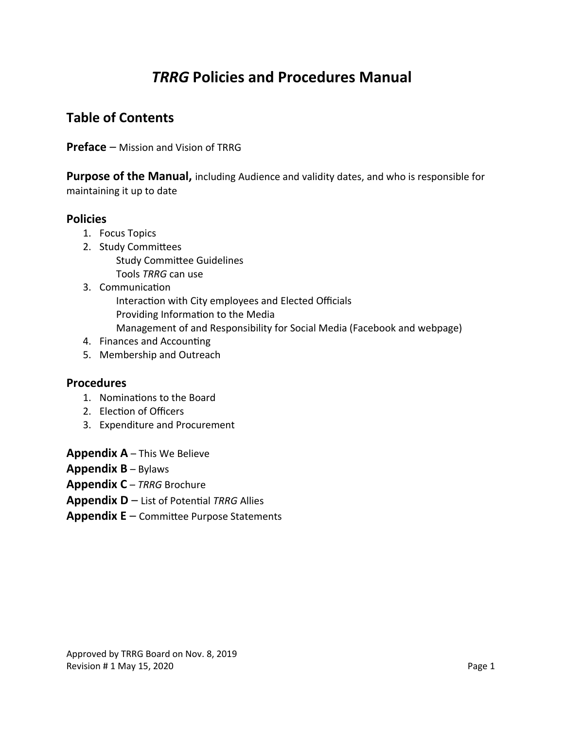# *TRRG* Policies and Procedures Manual

## Table of Contents

**Preface** – Mission and Vision of TRRG

**Purpose of the Manual,** including Audience and validity dates, and who is responsible for maintaining it up to date

### Policies

1. Focus Topics
2. Study Committees
   - Study Committee Guidelines
   - Tools *TRRG* can use
3. Communication
   - Interaction with City employees and Elected Officials
   - Providing Information to the Media
   - Management of and Responsibility for Social Media (Facebook and webpage)
4. Finances and Accounting
5. Membership and Outreach

### Procedures

1. Nominations to the Board
2. Election of Officers
3. Expenditure and Procurement

**Appendix A** – This We Believe

**Appendix B** – Bylaws

**Appendix C** – *TRRG* Brochure

**Appendix D** – List of Potential *TRRG* Allies

**Appendix E** – Committee Purpose Statements

Approved by TRRG Board on Nov. 8, 2019
Revision # 1 May 15, 2020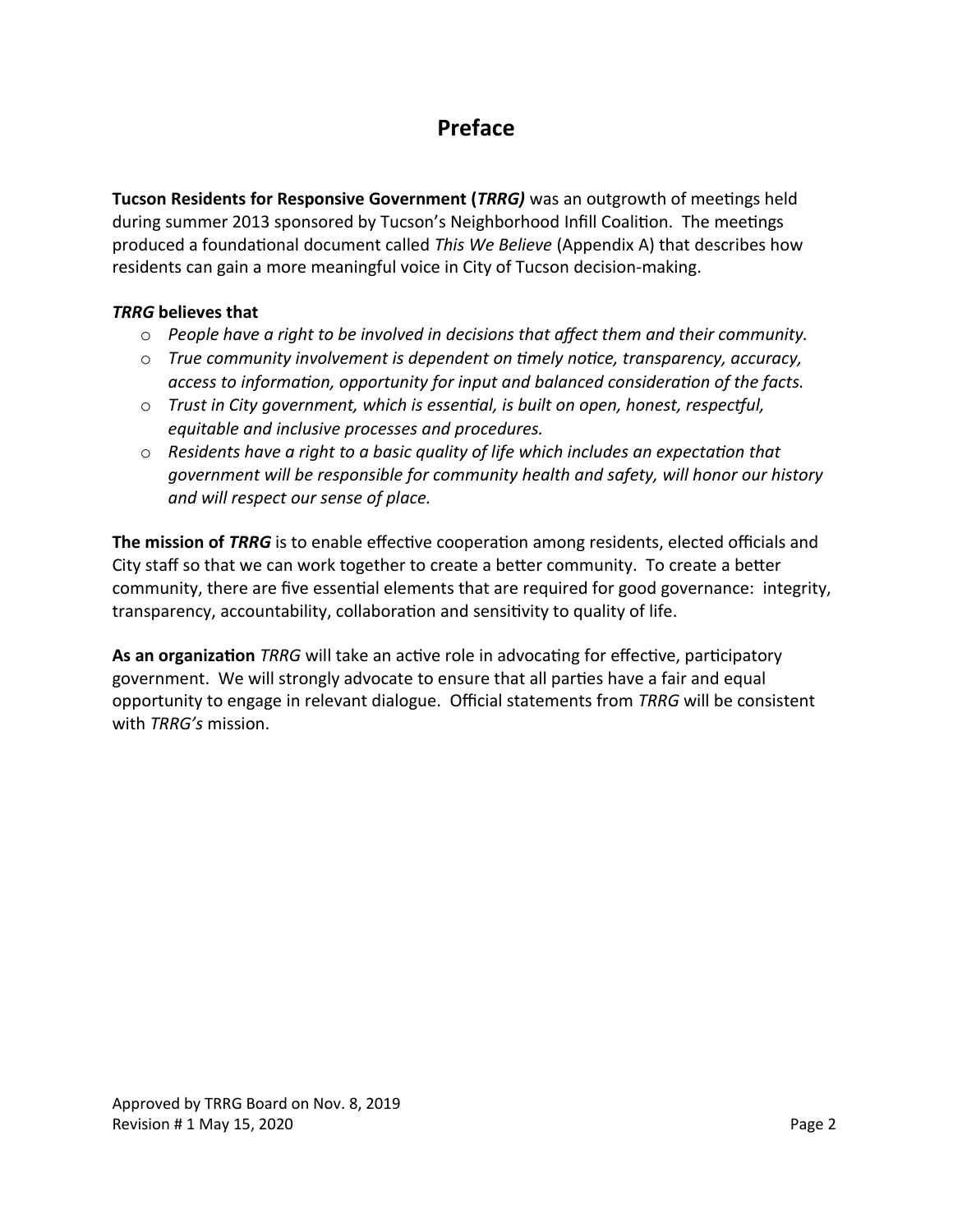# Preface

**Tucson Residents for Responsive Government (*TRRG)*** was an outgrowth of meetings held during summer 2013 sponsored by Tucson's Neighborhood Infill Coalition. The meetings produced a foundational document called *This We Believe* (Appendix A) that describes how residents can gain a more meaningful voice in City of Tucson decision-making.

***TRRG* believes that**

- *People have a right to be involved in decisions that affect them and their community.*
- *True community involvement is dependent on timely notice, transparency, accuracy, access to information, opportunity for input and balanced consideration of the facts.*
- *Trust in City government, which is essential, is built on open, honest, respectful, equitable and inclusive processes and procedures.*
- *Residents have a right to a basic quality of life which includes an expectation that government will be responsible for community health and safety, will honor our history and will respect our sense of place.*

**The mission of *TRRG*** is to enable effective cooperation among residents, elected officials and City staff so that we can work together to create a better community. To create a better community, there are five essential elements that are required for good governance: integrity, transparency, accountability, collaboration and sensitivity to quality of life.

**As an organization** *TRRG* will take an active role in advocating for effective, participatory government. We will strongly advocate to ensure that all parties have a fair and equal opportunity to engage in relevant dialogue. Official statements from *TRRG* will be consistent with *TRRG's* mission.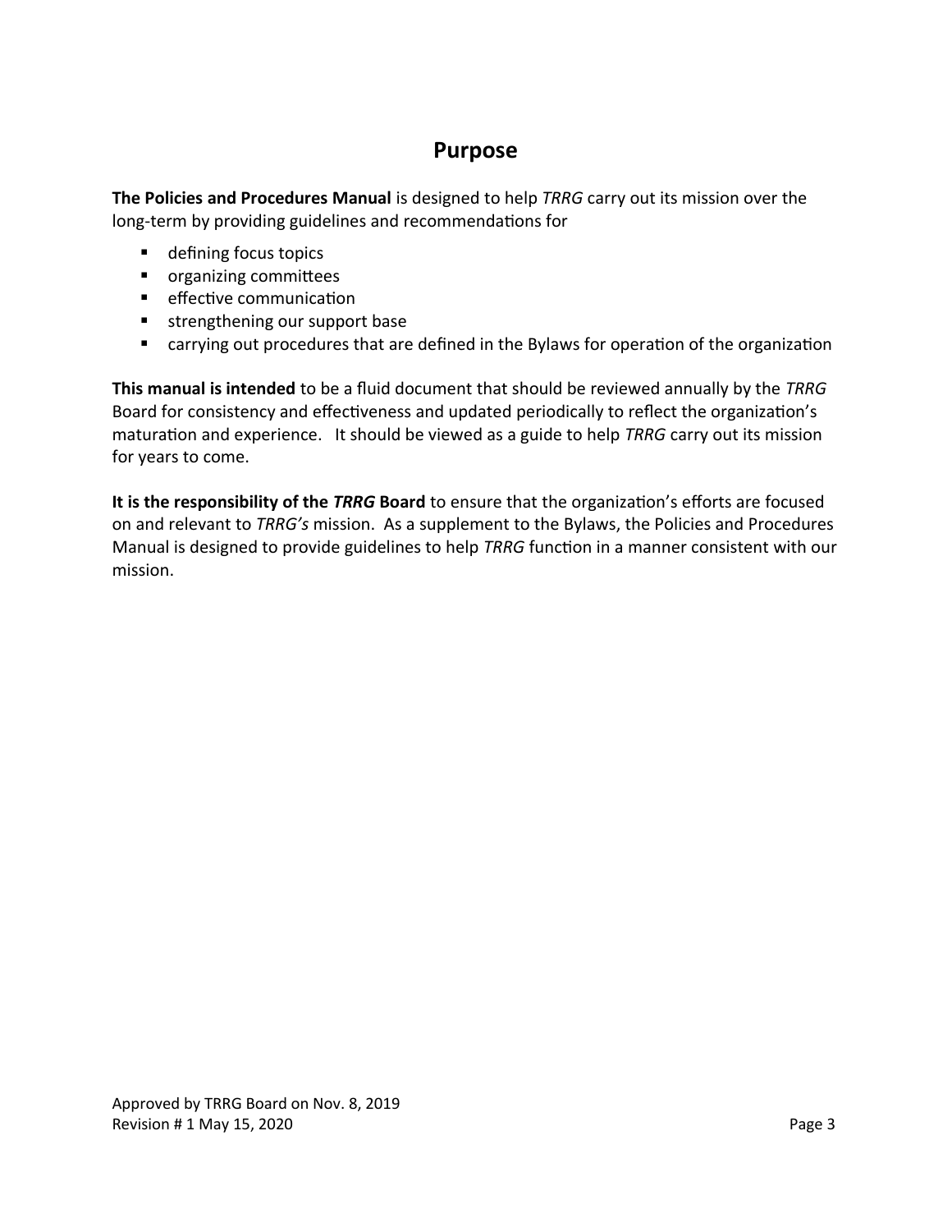# Purpose

**The Policies and Procedures Manual** is designed to help *TRRG* carry out its mission over the long-term by providing guidelines and recommendations for

- defining focus topics
- organizing committees
- effective communication
- strengthening our support base
- carrying out procedures that are defined in the Bylaws for operation of the organization

**This manual is intended** to be a fluid document that should be reviewed annually by the *TRRG* Board for consistency and effectiveness and updated periodically to reflect the organization's maturation and experience. It should be viewed as a guide to help *TRRG* carry out its mission for years to come.

**It is the responsibility of the *TRRG* Board** to ensure that the organization's efforts are focused on and relevant to *TRRG's* mission. As a supplement to the Bylaws, the Policies and Procedures Manual is designed to provide guidelines to help *TRRG* function in a manner consistent with our mission.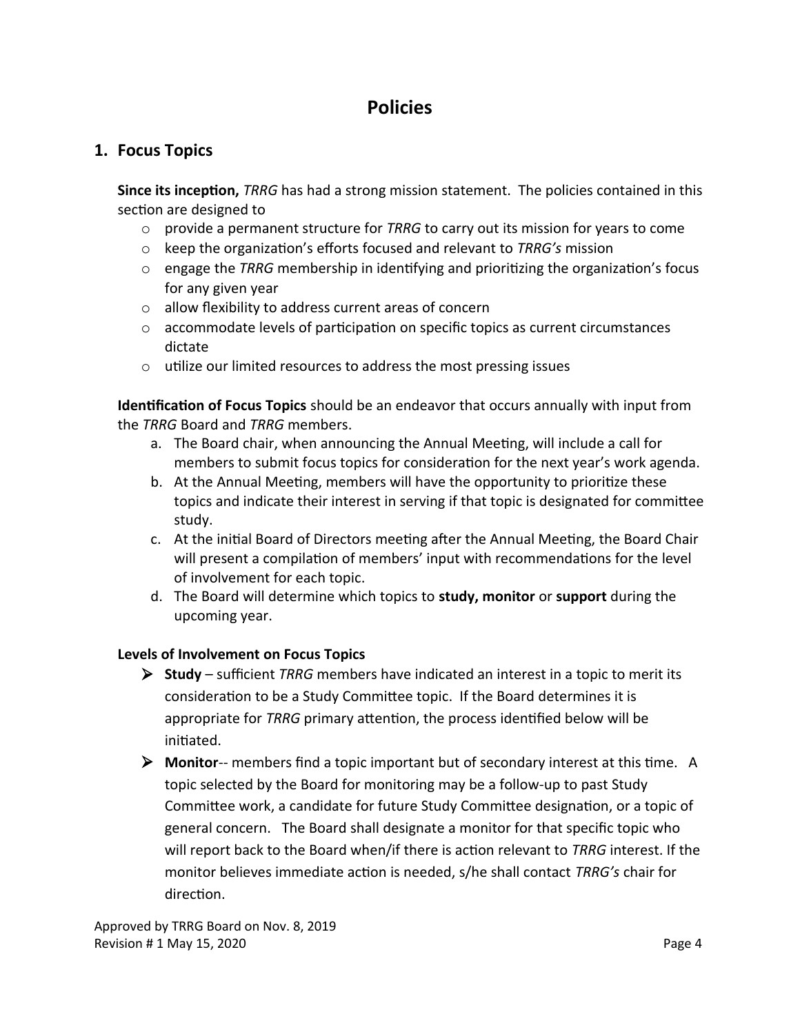# Policies

## 1. Focus Topics

**Since its inception,** *TRRG* has had a strong mission statement. The policies contained in this section are designed to

- provide a permanent structure for *TRRG* to carry out its mission for years to come
- keep the organization's efforts focused and relevant to *TRRG's* mission
- engage the *TRRG* membership in identifying and prioritizing the organization's focus for any given year
- allow flexibility to address current areas of concern
- accommodate levels of participation on specific topics as current circumstances dictate
- utilize our limited resources to address the most pressing issues

**Identification of Focus Topics** should be an endeavor that occurs annually with input from the *TRRG* Board and *TRRG* members.

a. The Board chair, when announcing the Annual Meeting, will include a call for members to submit focus topics for consideration for the next year's work agenda.
b. At the Annual Meeting, members will have the opportunity to prioritize these topics and indicate their interest in serving if that topic is designated for committee study.
c. At the initial Board of Directors meeting after the Annual Meeting, the Board Chair will present a compilation of members' input with recommendations for the level of involvement for each topic.
d. The Board will determine which topics to **study, monitor** or **support** during the upcoming year.

**Levels of Involvement on Focus Topics**

- **Study** – sufficient *TRRG* members have indicated an interest in a topic to merit its consideration to be a Study Committee topic. If the Board determines it is appropriate for *TRRG* primary attention, the process identified below will be initiated.
- **Monitor**-- members find a topic important but of secondary interest at this time. A topic selected by the Board for monitoring may be a follow-up to past Study Committee work, a candidate for future Study Committee designation, or a topic of general concern. The Board shall designate a monitor for that specific topic who will report back to the Board when/if there is action relevant to *TRRG* interest. If the monitor believes immediate action is needed, s/he shall contact *TRRG's* chair for direction.

Approved by TRRG Board on Nov. 8, 2019
Revision # 1 May 15, 2020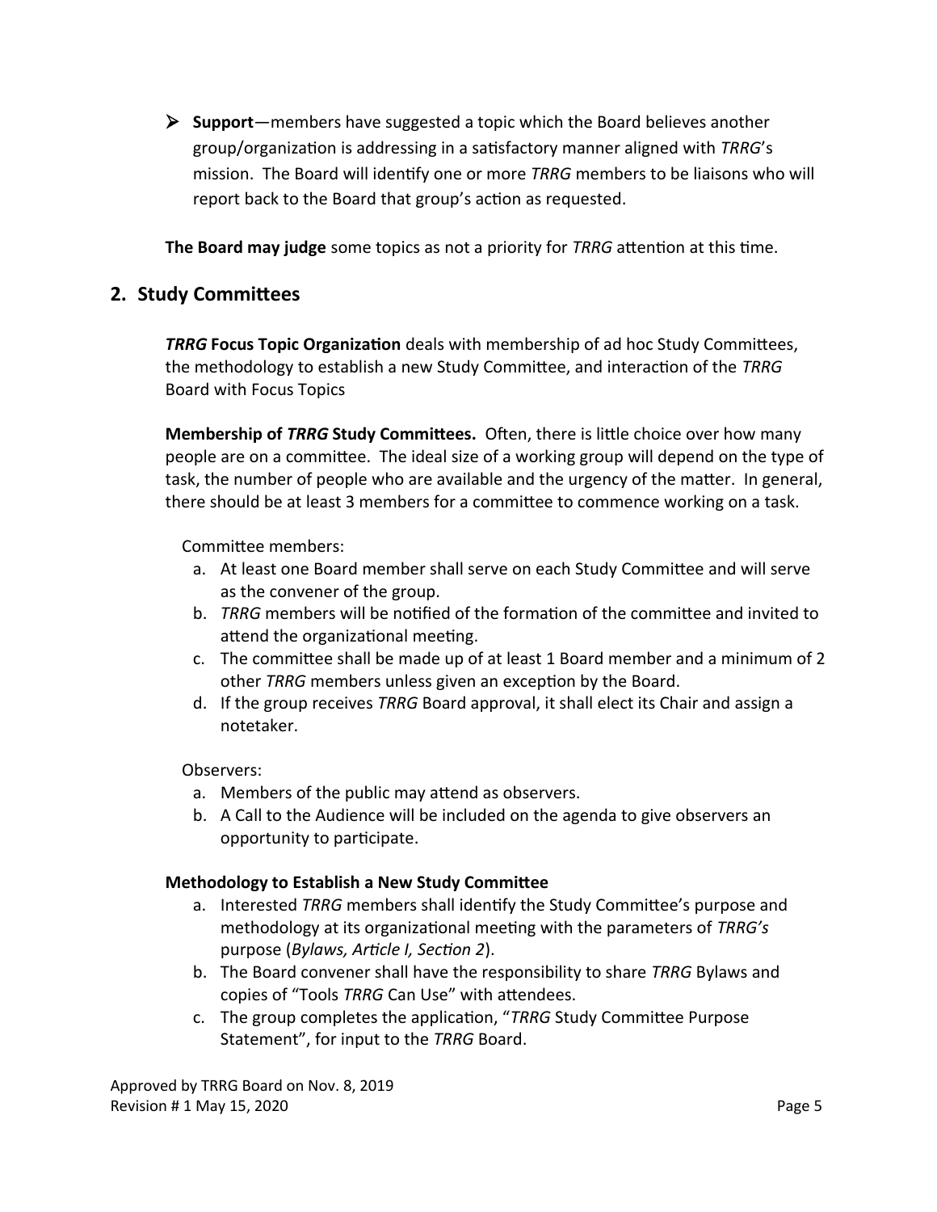- **Support**—members have suggested a topic which the Board believes another group/organization is addressing in a satisfactory manner aligned with *TRRG*'s mission. The Board will identify one or more *TRRG* members to be liaisons who will report back to the Board that group's action as requested.

**The Board may judge** some topics as not a priority for *TRRG* attention at this time.

## 2. Study Committees

***TRRG*** **Focus Topic Organization** deals with membership of ad hoc Study Committees, the methodology to establish a new Study Committee, and interaction of the *TRRG* Board with Focus Topics

**Membership of *TRRG* Study Committees.** Often, there is little choice over how many people are on a committee. The ideal size of a working group will depend on the type of task, the number of people who are available and the urgency of the matter. In general, there should be at least 3 members for a committee to commence working on a task.

Committee members:

a. At least one Board member shall serve on each Study Committee and will serve as the convener of the group.
b. *TRRG* members will be notified of the formation of the committee and invited to attend the organizational meeting.
c. The committee shall be made up of at least 1 Board member and a minimum of 2 other *TRRG* members unless given an exception by the Board.
d. If the group receives *TRRG* Board approval, it shall elect its Chair and assign a notetaker.

Observers:

a. Members of the public may attend as observers.
b. A Call to the Audience will be included on the agenda to give observers an opportunity to participate.

**Methodology to Establish a New Study Committee**

a. Interested *TRRG* members shall identify the Study Committee's purpose and methodology at its organizational meeting with the parameters of *TRRG's* purpose (*Bylaws, Article I, Section 2*).
b. The Board convener shall have the responsibility to share *TRRG* Bylaws and copies of "Tools *TRRG* Can Use" with attendees.
c. The group completes the application, "*TRRG* Study Committee Purpose Statement", for input to the *TRRG* Board.

Approved by TRRG Board on Nov. 8, 2019
Revision # 1 May 15, 2020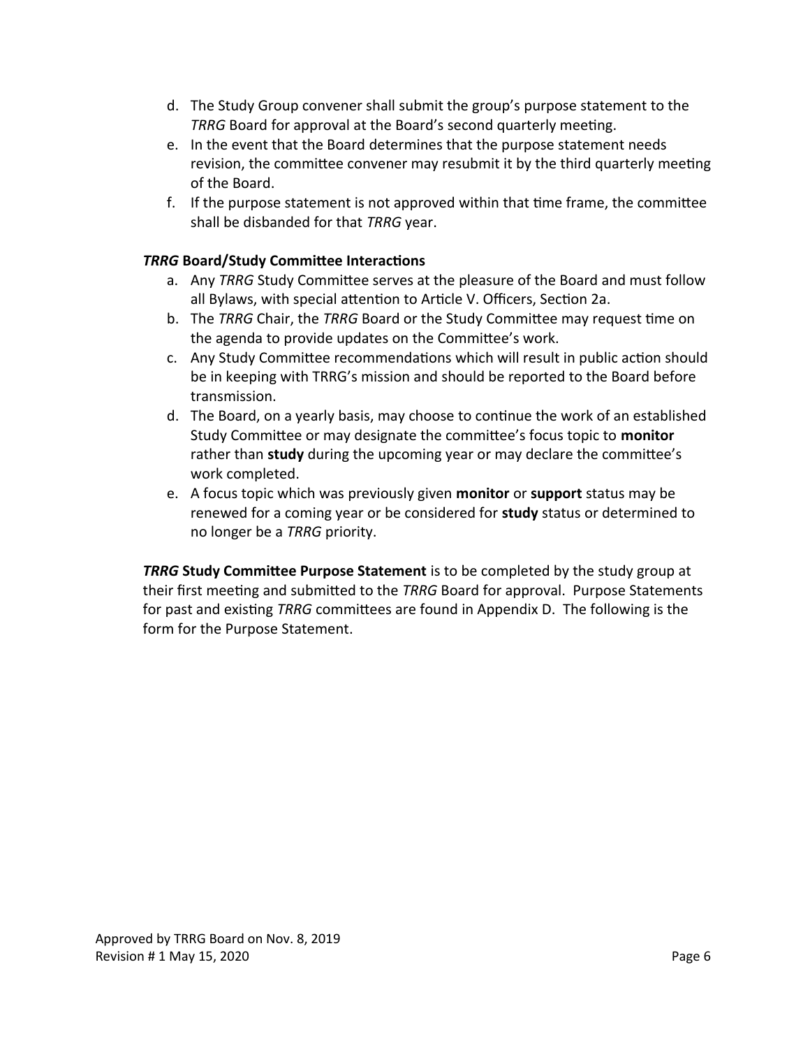d. The Study Group convener shall submit the group's purpose statement to the *TRRG* Board for approval at the Board's second quarterly meeting.
e. In the event that the Board determines that the purpose statement needs revision, the committee convener may resubmit it by the third quarterly meeting of the Board.
f. If the purpose statement is not approved within that time frame, the committee shall be disbanded for that *TRRG* year.

***TRRG* Board/Study Committee Interactions**

a. Any *TRRG* Study Committee serves at the pleasure of the Board and must follow all Bylaws, with special attention to Article V. Officers, Section 2a.
b. The *TRRG* Chair, the *TRRG* Board or the Study Committee may request time on the agenda to provide updates on the Committee's work.
c. Any Study Committee recommendations which will result in public action should be in keeping with TRRG's mission and should be reported to the Board before transmission.
d. The Board, on a yearly basis, may choose to continue the work of an established Study Committee or may designate the committee's focus topic to **monitor** rather than **study** during the upcoming year or may declare the committee's work completed.
e. A focus topic which was previously given **monitor** or **support** status may be renewed for a coming year or be considered for **study** status or determined to no longer be a *TRRG* priority.

***TRRG* Study Committee Purpose Statement** is to be completed by the study group at their first meeting and submitted to the *TRRG* Board for approval. Purpose Statements for past and existing *TRRG* committees are found in Appendix D. The following is the form for the Purpose Statement.

Approved by TRRG Board on Nov. 8, 2019
Revision # 1 May 15, 2020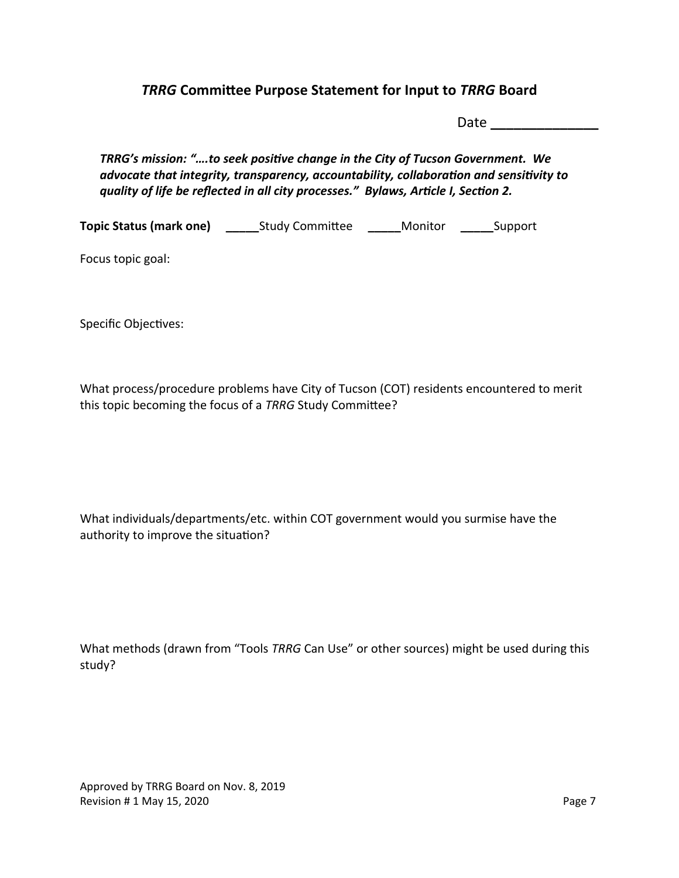## *TRRG* Committee Purpose Statement for Input to *TRRG* Board

Date ______________

***TRRG's mission: "….to seek positive change in the City of Tucson Government. We advocate that integrity, transparency, accountability, collaboration and sensitivity to quality of life be reflected in all city processes." Bylaws, Article I, Section 2.***

**Topic Status (mark one)** _____Study Committee _____Monitor _____Support

Focus topic goal:

Specific Objectives:

What process/procedure problems have City of Tucson (COT) residents encountered to merit this topic becoming the focus of a *TRRG* Study Committee?

What individuals/departments/etc. within COT government would you surmise have the authority to improve the situation?

What methods (drawn from "Tools *TRRG* Can Use" or other sources) might be used during this study?

Approved by TRRG Board on Nov. 8, 2019
Revision # 1 May 15, 2020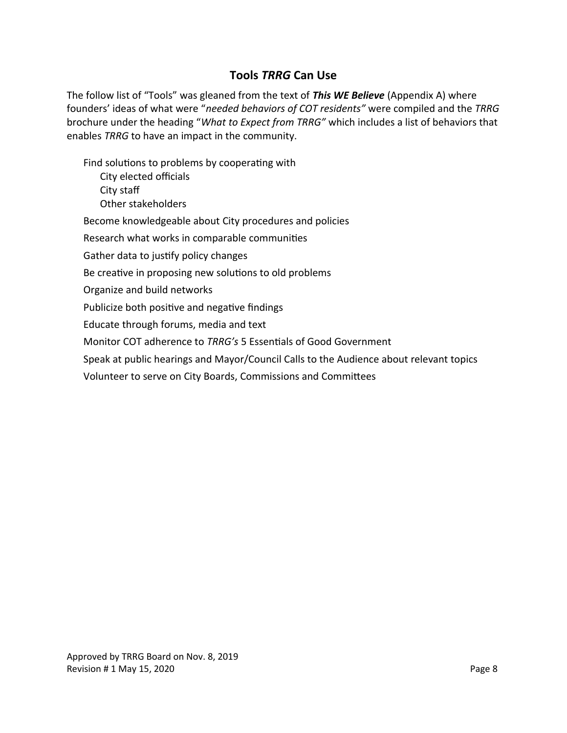## Tools *TRRG* Can Use

The follow list of "Tools" was gleaned from the text of ***This WE Believe*** (Appendix A) where founders' ideas of what were "*needed behaviors of COT residents"* were compiled and the *TRRG* brochure under the heading "*What to Expect from TRRG"* which includes a list of behaviors that enables *TRRG* to have an impact in the community.

- Find solutions to problems by cooperating with
  - City elected officials
  - City staff
  - Other stakeholders
- Become knowledgeable about City procedures and policies
- Research what works in comparable communities
- Gather data to justify policy changes
- Be creative in proposing new solutions to old problems
- Organize and build networks
- Publicize both positive and negative findings
- Educate through forums, media and text
- Monitor COT adherence to *TRRG's* 5 Essentials of Good Government
- Speak at public hearings and Mayor/Council Calls to the Audience about relevant topics
- Volunteer to serve on City Boards, Commissions and Committees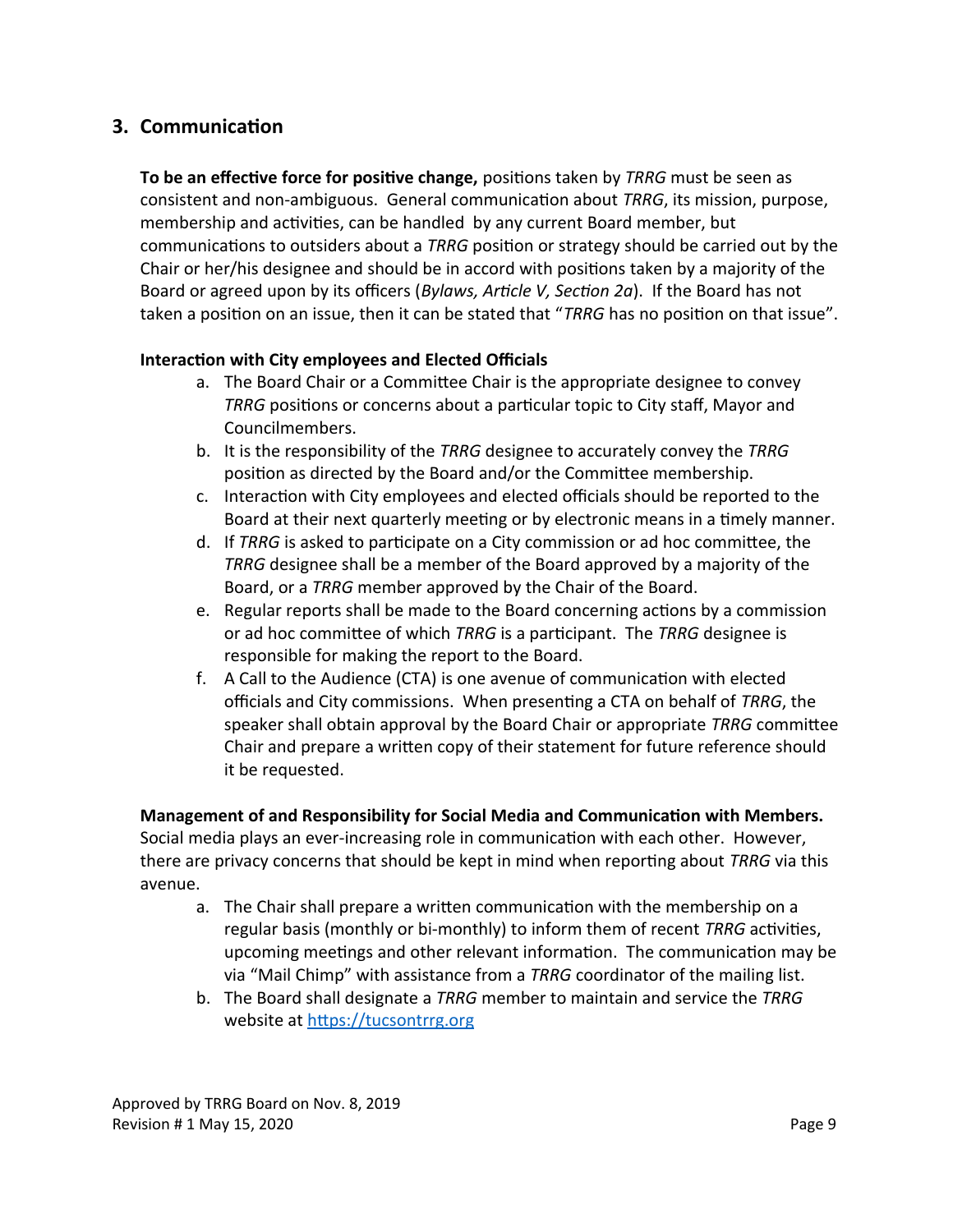## 3. Communication

**To be an effective force for positive change,** positions taken by *TRRG* must be seen as consistent and non-ambiguous. General communication about *TRRG*, its mission, purpose, membership and activities, can be handled by any current Board member, but communications to outsiders about a *TRRG* position or strategy should be carried out by the Chair or her/his designee and should be in accord with positions taken by a majority of the Board or agreed upon by its officers (*Bylaws, Article V, Section 2a*). If the Board has not taken a position on an issue, then it can be stated that "*TRRG* has no position on that issue".

**Interaction with City employees and Elected Officials**

a. The Board Chair or a Committee Chair is the appropriate designee to convey *TRRG* positions or concerns about a particular topic to City staff, Mayor and Councilmembers.
b. It is the responsibility of the *TRRG* designee to accurately convey the *TRRG* position as directed by the Board and/or the Committee membership.
c. Interaction with City employees and elected officials should be reported to the Board at their next quarterly meeting or by electronic means in a timely manner.
d. If *TRRG* is asked to participate on a City commission or ad hoc committee, the *TRRG* designee shall be a member of the Board approved by a majority of the Board, or a *TRRG* member approved by the Chair of the Board.
e. Regular reports shall be made to the Board concerning actions by a commission or ad hoc committee of which *TRRG* is a participant. The *TRRG* designee is responsible for making the report to the Board.
f. A Call to the Audience (CTA) is one avenue of communication with elected officials and City commissions. When presenting a CTA on behalf of *TRRG*, the speaker shall obtain approval by the Board Chair or appropriate *TRRG* committee Chair and prepare a written copy of their statement for future reference should it be requested.

**Management of and Responsibility for Social Media and Communication with Members.**
Social media plays an ever-increasing role in communication with each other. However, there are privacy concerns that should be kept in mind when reporting about *TRRG* via this avenue.

a. The Chair shall prepare a written communication with the membership on a regular basis (monthly or bi-monthly) to inform them of recent *TRRG* activities, upcoming meetings and other relevant information. The communication may be via "Mail Chimp" with assistance from a *TRRG* coordinator of the mailing list.
b. The Board shall designate a *TRRG* member to maintain and service the *TRRG* website at [https://tucsontrrg.org](https://tucsontrrg.org)

Approved by TRRG Board on Nov. 8, 2019
Revision # 1 May 15, 2020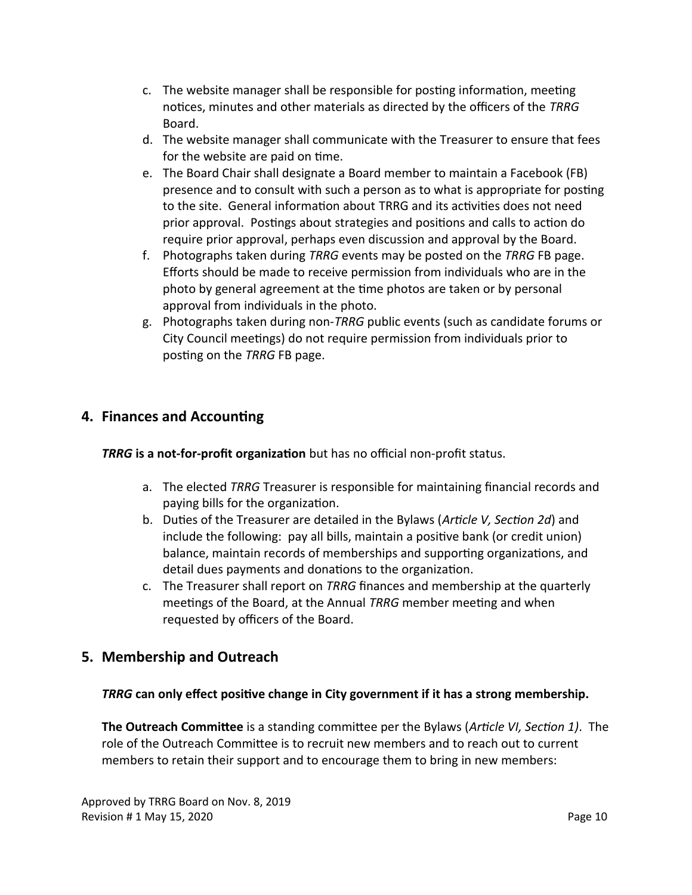c. The website manager shall be responsible for posting information, meeting notices, minutes and other materials as directed by the officers of the *TRRG* Board.
d. The website manager shall communicate with the Treasurer to ensure that fees for the website are paid on time.
e. The Board Chair shall designate a Board member to maintain a Facebook (FB) presence and to consult with such a person as to what is appropriate for posting to the site. General information about TRRG and its activities does not need prior approval. Postings about strategies and positions and calls to action do require prior approval, perhaps even discussion and approval by the Board.
f. Photographs taken during *TRRG* events may be posted on the *TRRG* FB page. Efforts should be made to receive permission from individuals who are in the photo by general agreement at the time photos are taken or by personal approval from individuals in the photo.
g. Photographs taken during non-*TRRG* public events (such as candidate forums or City Council meetings) do not require permission from individuals prior to posting on the *TRRG* FB page.

## 4. Finances and Accounting

***TRRG* is a not-for-profit organization** but has no official non-profit status.

a. The elected *TRRG* Treasurer is responsible for maintaining financial records and paying bills for the organization.
b. Duties of the Treasurer are detailed in the Bylaws (*Article V, Section 2d*) and include the following: pay all bills, maintain a positive bank (or credit union) balance, maintain records of memberships and supporting organizations, and detail dues payments and donations to the organization.
c. The Treasurer shall report on *TRRG* finances and membership at the quarterly meetings of the Board, at the Annual *TRRG* member meeting and when requested by officers of the Board.

## 5. Membership and Outreach

***TRRG* can only effect positive change in City government if it has a strong membership.**

**The Outreach Committee** is a standing committee per the Bylaws (*Article VI, Section 1)*. The role of the Outreach Committee is to recruit new members and to reach out to current members to retain their support and to encourage them to bring in new members:

Approved by TRRG Board on Nov. 8, 2019
Revision # 1 May 15, 2020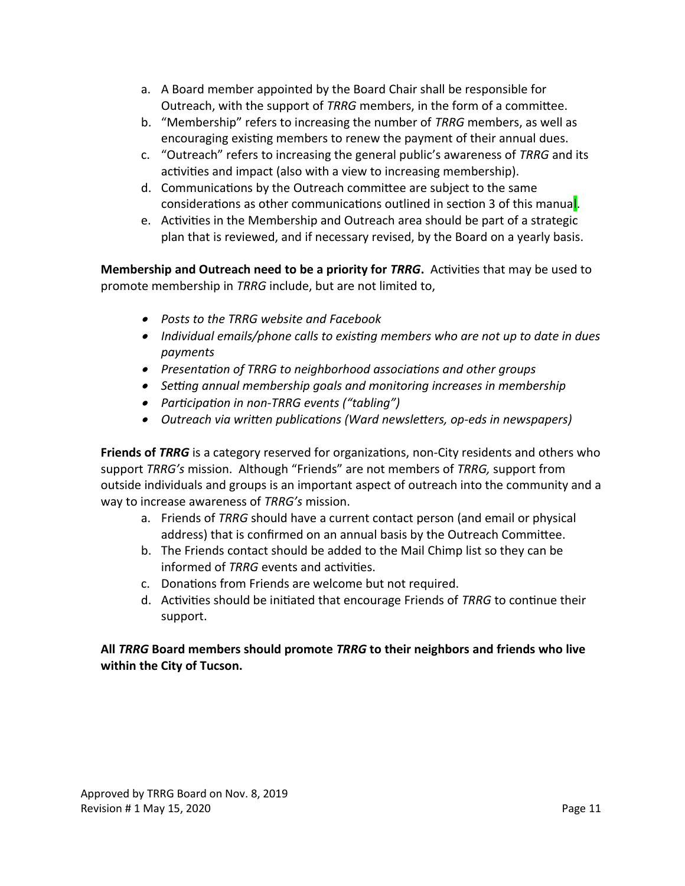a. A Board member appointed by the Board Chair shall be responsible for Outreach, with the support of *TRRG* members, in the form of a committee.
b. "Membership" refers to increasing the number of *TRRG* members, as well as encouraging existing members to renew the payment of their annual dues.
c. "Outreach" refers to increasing the general public's awareness of *TRRG* and its activities and impact (also with a view to increasing membership).
d. Communications by the Outreach committee are subject to the same considerations as other communications outlined in section 3 of this manual.
e. Activities in the Membership and Outreach area should be part of a strategic plan that is reviewed, and if necessary revised, by the Board on a yearly basis.

**Membership and Outreach need to be a priority for *TRRG*.** Activities that may be used to promote membership in *TRRG* include, but are not limited to,

- *Posts to the TRRG website and Facebook*
- *Individual emails/phone calls to existing members who are not up to date in dues payments*
- *Presentation of TRRG to neighborhood associations and other groups*
- *Setting annual membership goals and monitoring increases in membership*
- *Participation in non-TRRG events ("tabling")*
- *Outreach via written publications (Ward newsletters, op-eds in newspapers)*

**Friends of *TRRG*** is a category reserved for organizations, non-City residents and others who support *TRRG's* mission. Although "Friends" are not members of *TRRG,* support from outside individuals and groups is an important aspect of outreach into the community and a way to increase awareness of *TRRG's* mission.

a. Friends of *TRRG* should have a current contact person (and email or physical address) that is confirmed on an annual basis by the Outreach Committee.
b. The Friends contact should be added to the Mail Chimp list so they can be informed of *TRRG* events and activities.
c. Donations from Friends are welcome but not required.
d. Activities should be initiated that encourage Friends of *TRRG* to continue their support.

**All *TRRG* Board members should promote *TRRG* to their neighbors and friends who live within the City of Tucson.**

Approved by TRRG Board on Nov. 8, 2019
Revision # 1 May 15, 2020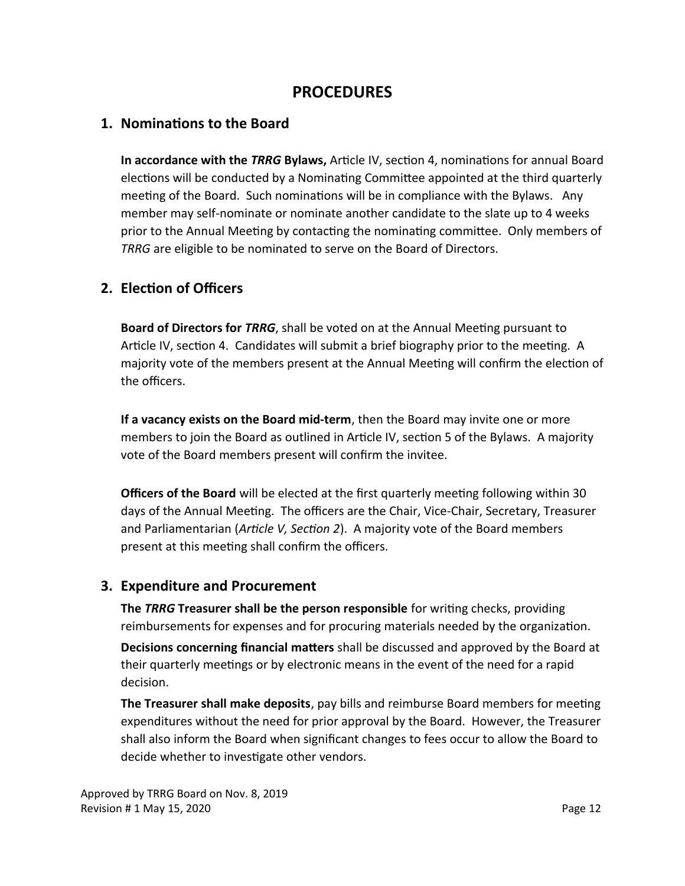# PROCEDURES

## 1. Nominations to the Board

**In accordance with the *TRRG* Bylaws,** Article IV, section 4, nominations for annual Board elections will be conducted by a Nominating Committee appointed at the third quarterly meeting of the Board. Such nominations will be in compliance with the Bylaws. Any member may self-nominate or nominate another candidate to the slate up to 4 weeks prior to the Annual Meeting by contacting the nominating committee. Only members of *TRRG* are eligible to be nominated to serve on the Board of Directors.

## 2. Election of Officers

**Board of Directors for *TRRG***, shall be voted on at the Annual Meeting pursuant to Article IV, section 4. Candidates will submit a brief biography prior to the meeting. A majority vote of the members present at the Annual Meeting will confirm the election of the officers.

**If a vacancy exists on the Board mid-term**, then the Board may invite one or more members to join the Board as outlined in Article IV, section 5 of the Bylaws. A majority vote of the Board members present will confirm the invitee.

**Officers of the Board** will be elected at the first quarterly meeting following within 30 days of the Annual Meeting. The officers are the Chair, Vice-Chair, Secretary, Treasurer and Parliamentarian (*Article V, Section 2*). A majority vote of the Board members present at this meeting shall confirm the officers.

## 3. Expenditure and Procurement

**The *TRRG* Treasurer shall be the person responsible** for writing checks, providing reimbursements for expenses and for procuring materials needed by the organization.

**Decisions concerning financial matters** shall be discussed and approved by the Board at their quarterly meetings or by electronic means in the event of the need for a rapid decision.

**The Treasurer shall make deposits**, pay bills and reimburse Board members for meeting expenditures without the need for prior approval by the Board. However, the Treasurer shall also inform the Board when significant changes to fees occur to allow the Board to decide whether to investigate other vendors.

Approved by TRRG Board on Nov. 8, 2019
Revision # 1 May 15, 2020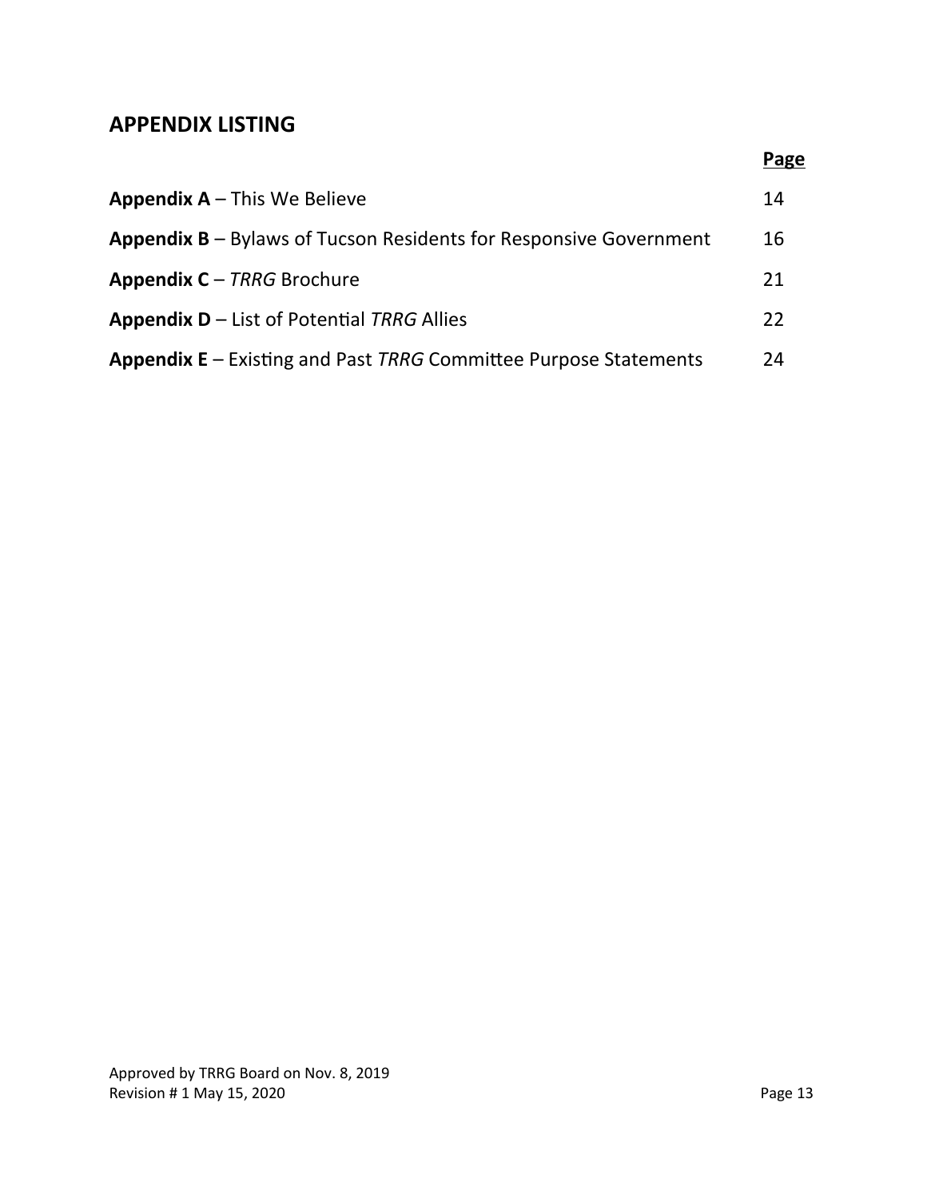## APPENDIX LISTING

| | Page |
|---|---|
| **Appendix A** – This We Believe | 14 |
| **Appendix B** – Bylaws of Tucson Residents for Responsive Government | 16 |
| **Appendix C** – *TRRG* Brochure | 21 |
| **Appendix D** – List of Potential *TRRG* Allies | 22 |
| **Appendix E** – Existing and Past *TRRG* Committee Purpose Statements | 24 |

Approved by TRRG Board on Nov. 8, 2019
Revision # 1 May 15, 2020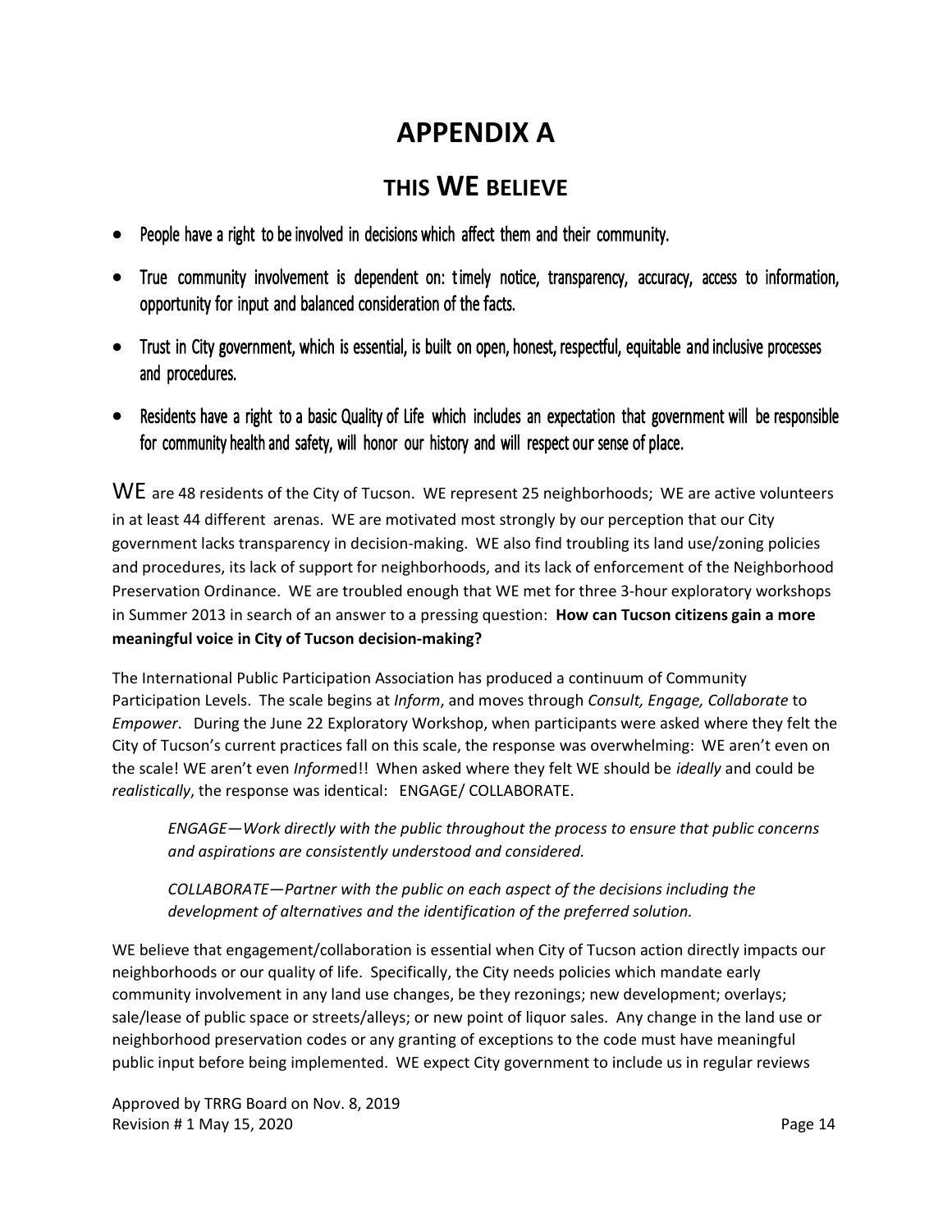# APPENDIX A

## THIS WE BELIEVE

- People have a right to be involved in decisions which affect them and their community.
- True community involvement is dependent on: timely notice, transparency, accuracy, access to information, opportunity for input and balanced consideration of the facts.
- Trust in City government, which is essential, is built on open, honest, respectful, equitable and inclusive processes and procedures.
- Residents have a right to a basic Quality of Life which includes an expectation that government will be responsible for community health and safety, will honor our history and will respect our sense of place.

WE are 48 residents of the City of Tucson. WE represent 25 neighborhoods; WE are active volunteers in at least 44 different arenas. WE are motivated most strongly by our perception that our City government lacks transparency in decision-making. WE also find troubling its land use/zoning policies and procedures, its lack of support for neighborhoods, and its lack of enforcement of the Neighborhood Preservation Ordinance. WE are troubled enough that WE met for three 3-hour exploratory workshops in Summer 2013 in search of an answer to a pressing question: **How can Tucson citizens gain a more meaningful voice in City of Tucson decision-making?**

The International Public Participation Association has produced a continuum of Community Participation Levels. The scale begins at *Inform*, and moves through *Consult, Engage, Collaborate* to *Empower*. During the June 22 Exploratory Workshop, when participants were asked where they felt the City of Tucson's current practices fall on this scale, the response was overwhelming: WE aren't even on the scale! WE aren't even *Inform*ed!! When asked where they felt WE should be *ideally* and could be *realistically*, the response was identical: ENGAGE/ COLLABORATE.

> *ENGAGE—Work directly with the public throughout the process to ensure that public concerns and aspirations are consistently understood and considered.*
>
> *COLLABORATE—Partner with the public on each aspect of the decisions including the development of alternatives and the identification of the preferred solution.*

WE believe that engagement/collaboration is essential when City of Tucson action directly impacts our neighborhoods or our quality of life. Specifically, the City needs policies which mandate early community involvement in any land use changes, be they rezonings; new development; overlays; sale/lease of public space or streets/alleys; or new point of liquor sales. Any change in the land use or neighborhood preservation codes or any granting of exceptions to the code must have meaningful public input before being implemented. WE expect City government to include us in regular reviews

Approved by TRRG Board on Nov. 8, 2019
Revision # 1 May 15, 2020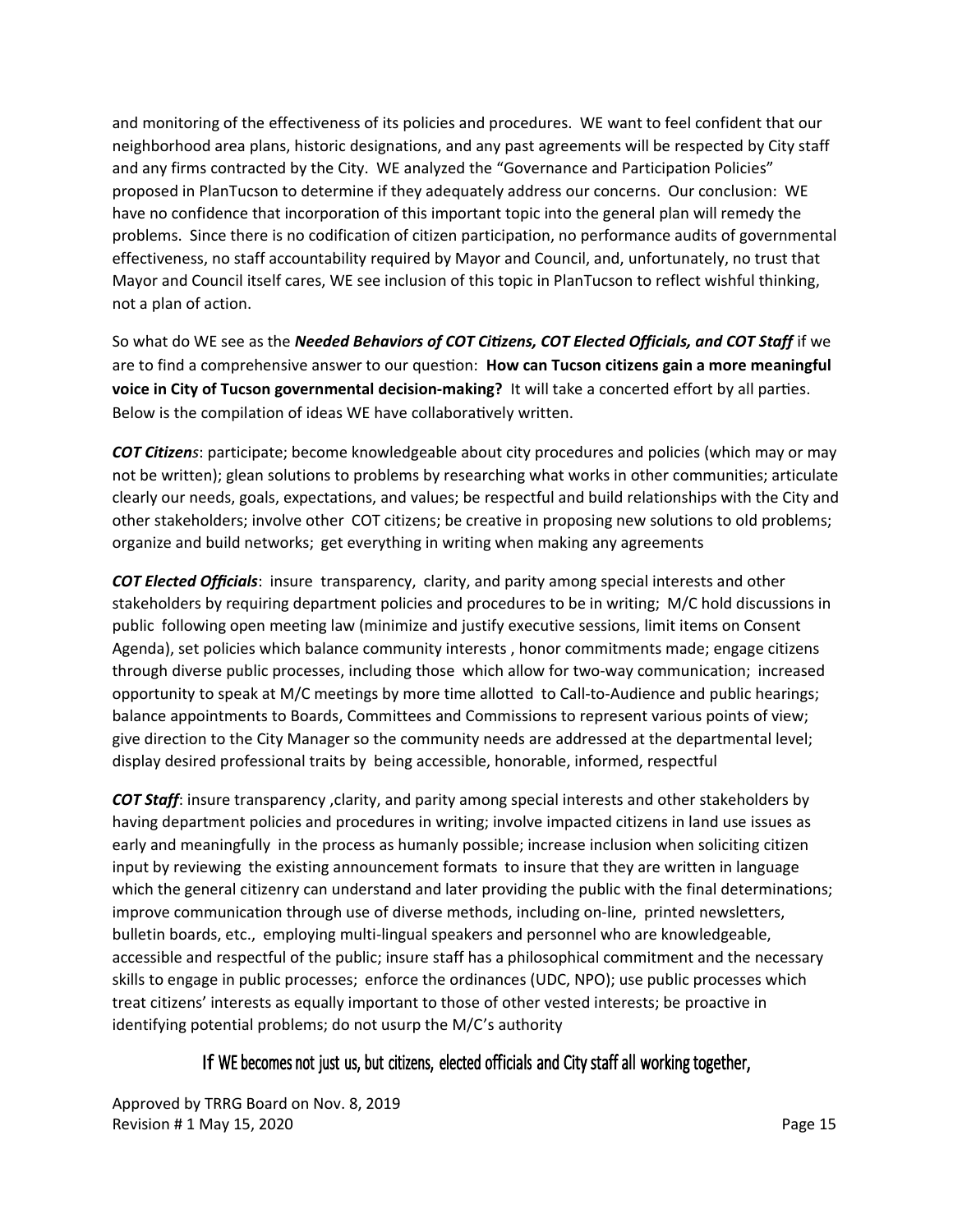and monitoring of the effectiveness of its policies and procedures. WE want to feel confident that our neighborhood area plans, historic designations, and any past agreements will be respected by City staff and any firms contracted by the City. WE analyzed the "Governance and Participation Policies" proposed in PlanTucson to determine if they adequately address our concerns. Our conclusion: WE have no confidence that incorporation of this important topic into the general plan will remedy the problems. Since there is no codification of citizen participation, no performance audits of governmental effectiveness, no staff accountability required by Mayor and Council, and, unfortunately, no trust that Mayor and Council itself cares, WE see inclusion of this topic in PlanTucson to reflect wishful thinking, not a plan of action.

So what do WE see as the ***Needed Behaviors of COT Citizens, COT Elected Officials, and COT Staff*** if we are to find a comprehensive answer to our question: **How can Tucson citizens gain a more meaningful voice in City of Tucson governmental decision-making?** It will take a concerted effort by all parties. Below is the compilation of ideas WE have collaboratively written.

***COT Citizens***: participate; become knowledgeable about city procedures and policies (which may or may not be written); glean solutions to problems by researching what works in other communities; articulate clearly our needs, goals, expectations, and values; be respectful and build relationships with the City and other stakeholders; involve other COT citizens; be creative in proposing new solutions to old problems; organize and build networks; get everything in writing when making any agreements

***COT Elected Officials***: insure transparency, clarity, and parity among special interests and other stakeholders by requiring department policies and procedures to be in writing; M/C hold discussions in public following open meeting law (minimize and justify executive sessions, limit items on Consent Agenda), set policies which balance community interests , honor commitments made; engage citizens through diverse public processes, including those which allow for two-way communication; increased opportunity to speak at M/C meetings by more time allotted to Call-to-Audience and public hearings; balance appointments to Boards, Committees and Commissions to represent various points of view; give direction to the City Manager so the community needs are addressed at the departmental level; display desired professional traits by being accessible, honorable, informed, respectful

***COT Staff***: insure transparency ,clarity, and parity among special interests and other stakeholders by having department policies and procedures in writing; involve impacted citizens in land use issues as early and meaningfully in the process as humanly possible; increase inclusion when soliciting citizen input by reviewing the existing announcement formats to insure that they are written in language which the general citizenry can understand and later providing the public with the final determinations; improve communication through use of diverse methods, including on-line, printed newsletters, bulletin boards, etc., employing multi-lingual speakers and personnel who are knowledgeable, accessible and respectful of the public; insure staff has a philosophical commitment and the necessary skills to engage in public processes; enforce the ordinances (UDC, NPO); use public processes which treat citizens' interests as equally important to those of other vested interests; be proactive in identifying potential problems; do not usurp the M/C's authority

If WE becomes not just us, but citizens, elected officials and City staff all working together,

Approved by TRRG Board on Nov. 8, 2019
Revision # 1 May 15, 2020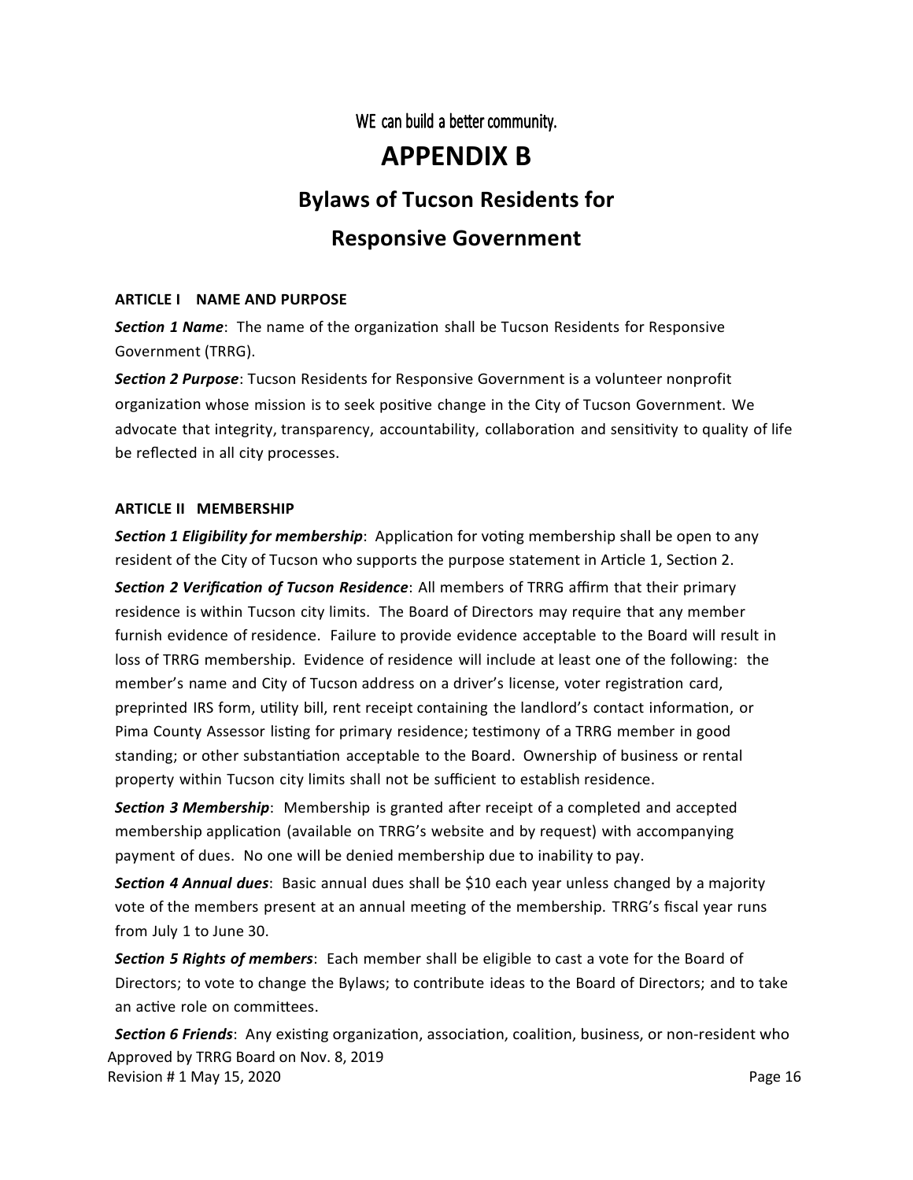WE can build a better community.

# APPENDIX B

## Bylaws of Tucson Residents for Responsive Government

**ARTICLE I NAME AND PURPOSE**

***Section 1 Name***: The name of the organization shall be Tucson Residents for Responsive Government (TRRG).

***Section 2 Purpose***: Tucson Residents for Responsive Government is a volunteer nonprofit organization whose mission is to seek positive change in the City of Tucson Government. We advocate that integrity, transparency, accountability, collaboration and sensitivity to quality of life be reflected in all city processes.

**ARTICLE II MEMBERSHIP**

***Section 1 Eligibility for membership***: Application for voting membership shall be open to any resident of the City of Tucson who supports the purpose statement in Article 1, Section 2.

***Section 2 Verification of Tucson Residence***: All members of TRRG affirm that their primary residence is within Tucson city limits. The Board of Directors may require that any member furnish evidence of residence. Failure to provide evidence acceptable to the Board will result in loss of TRRG membership. Evidence of residence will include at least one of the following: the member's name and City of Tucson address on a driver's license, voter registration card, preprinted IRS form, utility bill, rent receipt containing the landlord's contact information, or Pima County Assessor listing for primary residence; testimony of a TRRG member in good standing; or other substantiation acceptable to the Board. Ownership of business or rental property within Tucson city limits shall not be sufficient to establish residence.

***Section 3 Membership***: Membership is granted after receipt of a completed and accepted membership application (available on TRRG's website and by request) with accompanying payment of dues. No one will be denied membership due to inability to pay.

***Section 4 Annual dues***: Basic annual dues shall be $10 each year unless changed by a majority vote of the members present at an annual meeting of the membership. TRRG's fiscal year runs from July 1 to June 30.

***Section 5 Rights of members***: Each member shall be eligible to cast a vote for the Board of Directors; to vote to change the Bylaws; to contribute ideas to the Board of Directors; and to take an active role on committees.

***Section 6 Friends***: Any existing organization, association, coalition, business, or non-resident who

Approved by TRRG Board on Nov. 8, 2019
Revision # 1 May 15, 2020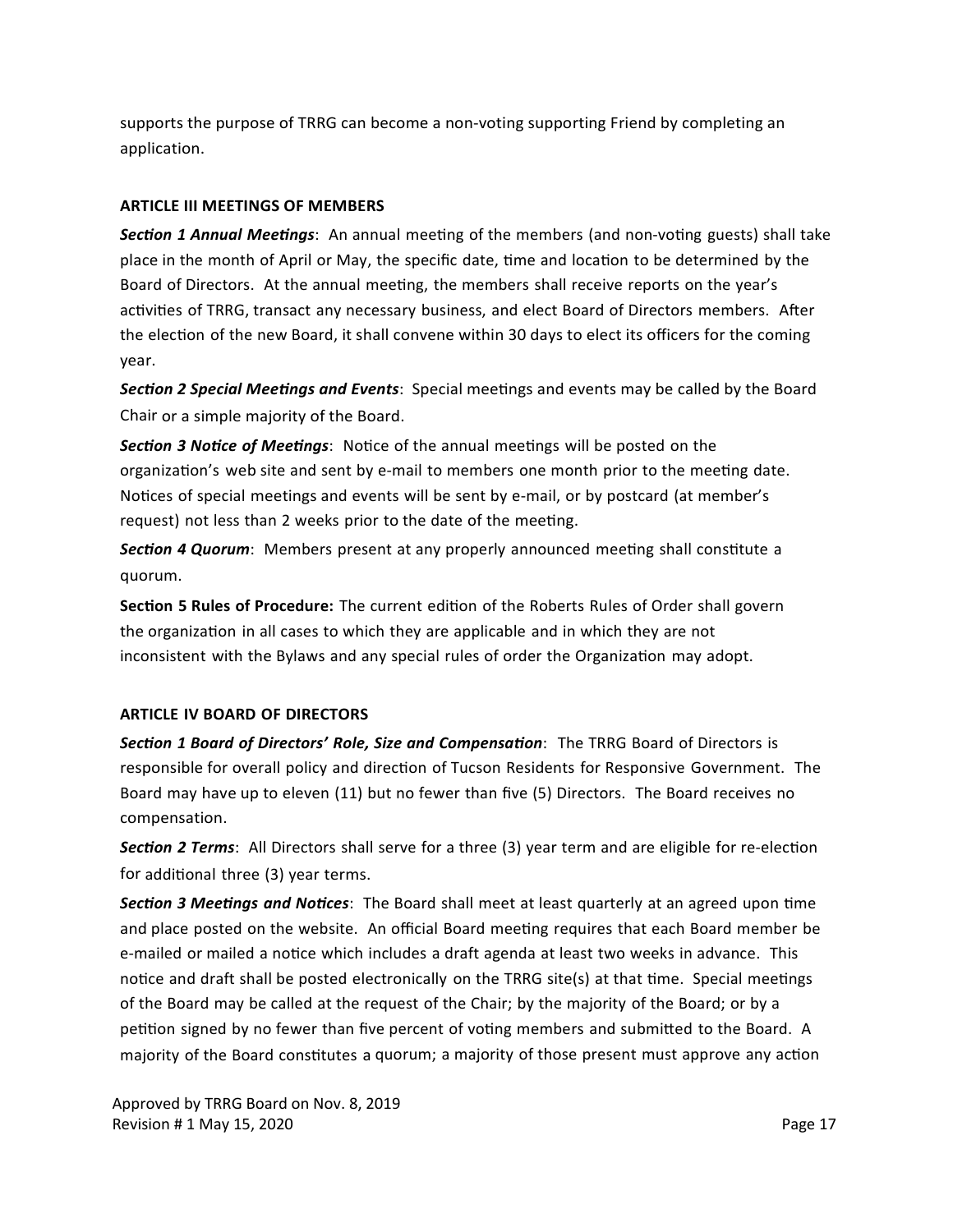supports the purpose of TRRG can become a non-voting supporting Friend by completing an application.

## ARTICLE III MEETINGS OF MEMBERS

***Section 1 Annual Meetings***: An annual meeting of the members (and non-voting guests) shall take place in the month of April or May, the specific date, time and location to be determined by the Board of Directors. At the annual meeting, the members shall receive reports on the year's activities of TRRG, transact any necessary business, and elect Board of Directors members. After the election of the new Board, it shall convene within 30 days to elect its officers for the coming year.

***Section 2 Special Meetings and Events***: Special meetings and events may be called by the Board Chair or a simple majority of the Board.

***Section 3 Notice of Meetings***: Notice of the annual meetings will be posted on the organization's web site and sent by e-mail to members one month prior to the meeting date. Notices of special meetings and events will be sent by e-mail, or by postcard (at member's request) not less than 2 weeks prior to the date of the meeting.

***Section 4 Quorum***: Members present at any properly announced meeting shall constitute a quorum.

**Section 5 Rules of Procedure:** The current edition of the Roberts Rules of Order shall govern the organization in all cases to which they are applicable and in which they are not inconsistent with the Bylaws and any special rules of order the Organization may adopt.

## ARTICLE IV BOARD OF DIRECTORS

***Section 1 Board of Directors' Role, Size and Compensation***: The TRRG Board of Directors is responsible for overall policy and direction of Tucson Residents for Responsive Government. The Board may have up to eleven (11) but no fewer than five (5) Directors. The Board receives no compensation.

***Section 2 Terms***: All Directors shall serve for a three (3) year term and are eligible for re-election for additional three (3) year terms.

***Section 3 Meetings and Notices***: The Board shall meet at least quarterly at an agreed upon time and place posted on the website. An official Board meeting requires that each Board member be e-mailed or mailed a notice which includes a draft agenda at least two weeks in advance. This notice and draft shall be posted electronically on the TRRG site(s) at that time. Special meetings of the Board may be called at the request of the Chair; by the majority of the Board; or by a petition signed by no fewer than five percent of voting members and submitted to the Board. A majority of the Board constitutes a quorum; a majority of those present must approve any action

Approved by TRRG Board on Nov. 8, 2019
Revision # 1 May 15, 2020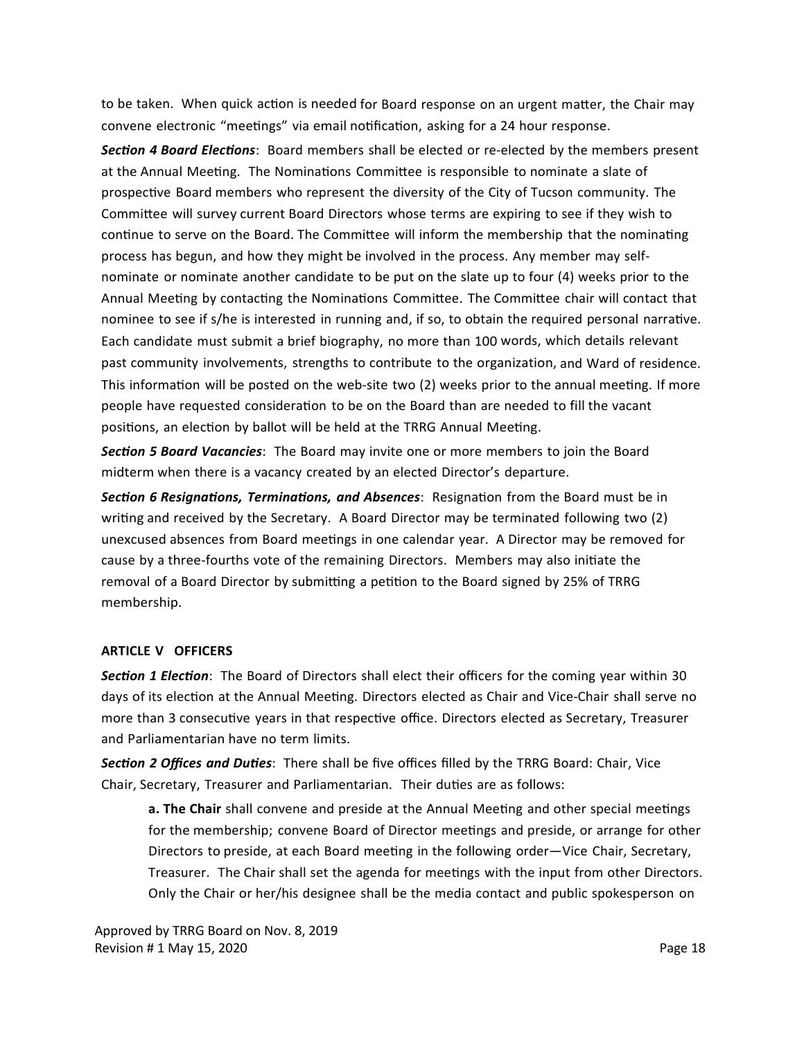to be taken. When quick action is needed for Board response on an urgent matter, the Chair may convene electronic "meetings" via email notification, asking for a 24 hour response.

***Section 4 Board Elections***: Board members shall be elected or re-elected by the members present at the Annual Meeting. The Nominations Committee is responsible to nominate a slate of prospective Board members who represent the diversity of the City of Tucson community. The Committee will survey current Board Directors whose terms are expiring to see if they wish to continue to serve on the Board. The Committee will inform the membership that the nominating process has begun, and how they might be involved in the process. Any member may self-nominate or nominate another candidate to be put on the slate up to four (4) weeks prior to the Annual Meeting by contacting the Nominations Committee. The Committee chair will contact that nominee to see if s/he is interested in running and, if so, to obtain the required personal narrative. Each candidate must submit a brief biography, no more than 100 words, which details relevant past community involvements, strengths to contribute to the organization, and Ward of residence. This information will be posted on the web-site two (2) weeks prior to the annual meeting. If more people have requested consideration to be on the Board than are needed to fill the vacant positions, an election by ballot will be held at the TRRG Annual Meeting.

***Section 5 Board Vacancies***: The Board may invite one or more members to join the Board midterm when there is a vacancy created by an elected Director's departure.

***Section 6 Resignations, Terminations, and Absences***: Resignation from the Board must be in writing and received by the Secretary. A Board Director may be terminated following two (2) unexcused absences from Board meetings in one calendar year. A Director may be removed for cause by a three-fourths vote of the remaining Directors. Members may also initiate the removal of a Board Director by submitting a petition to the Board signed by 25% of TRRG membership.

## ARTICLE V OFFICERS

***Section 1 Election***: The Board of Directors shall elect their officers for the coming year within 30 days of its election at the Annual Meeting. Directors elected as Chair and Vice-Chair shall serve no more than 3 consecutive years in that respective office. Directors elected as Secretary, Treasurer and Parliamentarian have no term limits.

***Section 2 Offices and Duties***: There shall be five offices filled by the TRRG Board: Chair, Vice Chair, Secretary, Treasurer and Parliamentarian. Their duties are as follows:

> **a. The Chair** shall convene and preside at the Annual Meeting and other special meetings for the membership; convene Board of Director meetings and preside, or arrange for other Directors to preside, at each Board meeting in the following order—Vice Chair, Secretary, Treasurer. The Chair shall set the agenda for meetings with the input from other Directors. Only the Chair or her/his designee shall be the media contact and public spokesperson on

Approved by TRRG Board on Nov. 8, 2019
Revision # 1 May 15, 2020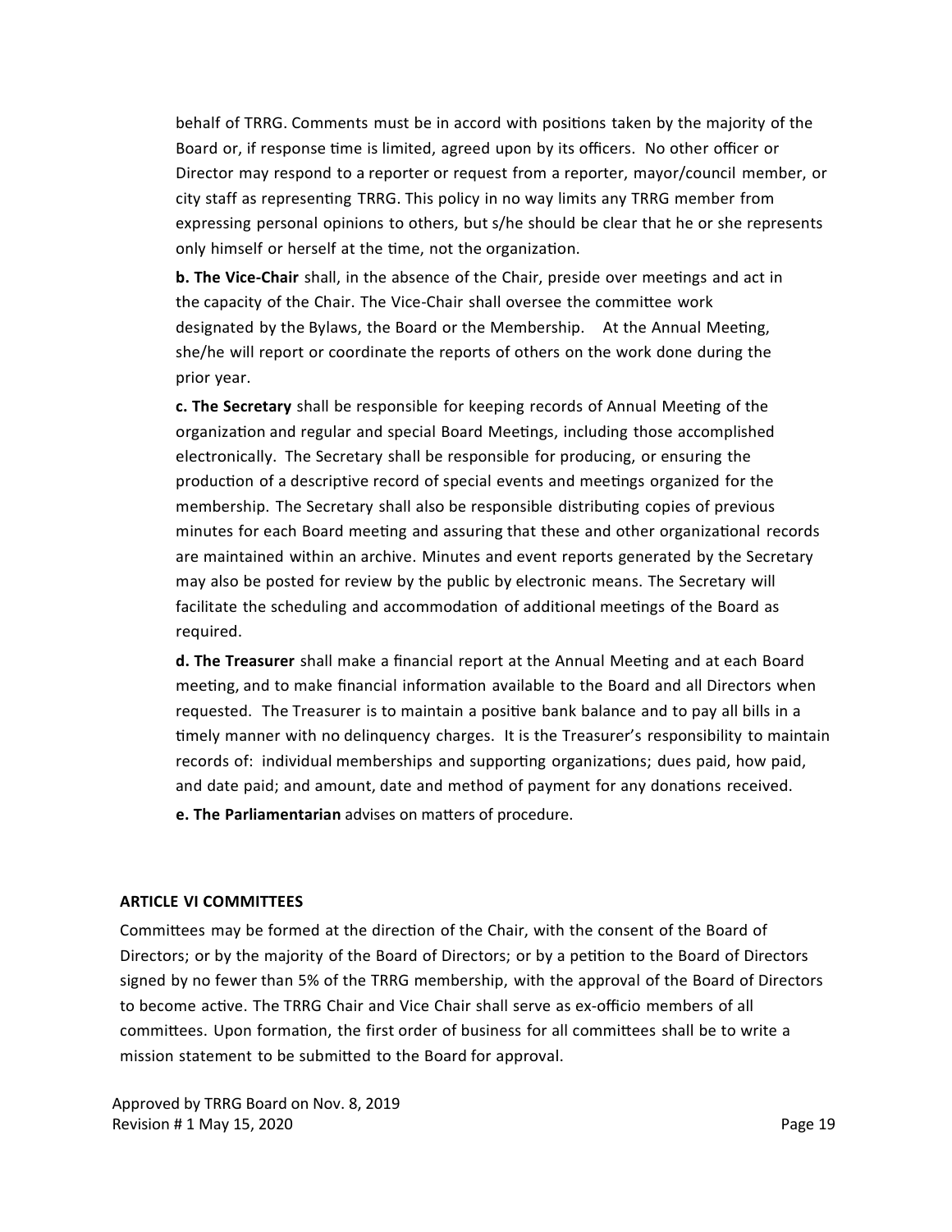behalf of TRRG. Comments must be in accord with positions taken by the majority of the Board or, if response time is limited, agreed upon by its officers. No other officer or Director may respond to a reporter or request from a reporter, mayor/council member, or city staff as representing TRRG. This policy in no way limits any TRRG member from expressing personal opinions to others, but s/he should be clear that he or she represents only himself or herself at the time, not the organization.

**b. The Vice-Chair** shall, in the absence of the Chair, preside over meetings and act in the capacity of the Chair. The Vice-Chair shall oversee the committee work designated by the Bylaws, the Board or the Membership. At the Annual Meeting, she/he will report or coordinate the reports of others on the work done during the prior year.

**c. The Secretary** shall be responsible for keeping records of Annual Meeting of the organization and regular and special Board Meetings, including those accomplished electronically. The Secretary shall be responsible for producing, or ensuring the production of a descriptive record of special events and meetings organized for the membership. The Secretary shall also be responsible distributing copies of previous minutes for each Board meeting and assuring that these and other organizational records are maintained within an archive. Minutes and event reports generated by the Secretary may also be posted for review by the public by electronic means. The Secretary will facilitate the scheduling and accommodation of additional meetings of the Board as required.

**d. The Treasurer** shall make a financial report at the Annual Meeting and at each Board meeting, and to make financial information available to the Board and all Directors when requested. The Treasurer is to maintain a positive bank balance and to pay all bills in a timely manner with no delinquency charges. It is the Treasurer's responsibility to maintain records of: individual memberships and supporting organizations; dues paid, how paid, and date paid; and amount, date and method of payment for any donations received.

**e. The Parliamentarian** advises on matters of procedure.

## ARTICLE VI COMMITTEES

Committees may be formed at the direction of the Chair, with the consent of the Board of Directors; or by the majority of the Board of Directors; or by a petition to the Board of Directors signed by no fewer than 5% of the TRRG membership, with the approval of the Board of Directors to become active. The TRRG Chair and Vice Chair shall serve as ex-officio members of all committees. Upon formation, the first order of business for all committees shall be to write a mission statement to be submitted to the Board for approval.

Approved by TRRG Board on Nov. 8, 2019
Revision # 1 May 15, 2020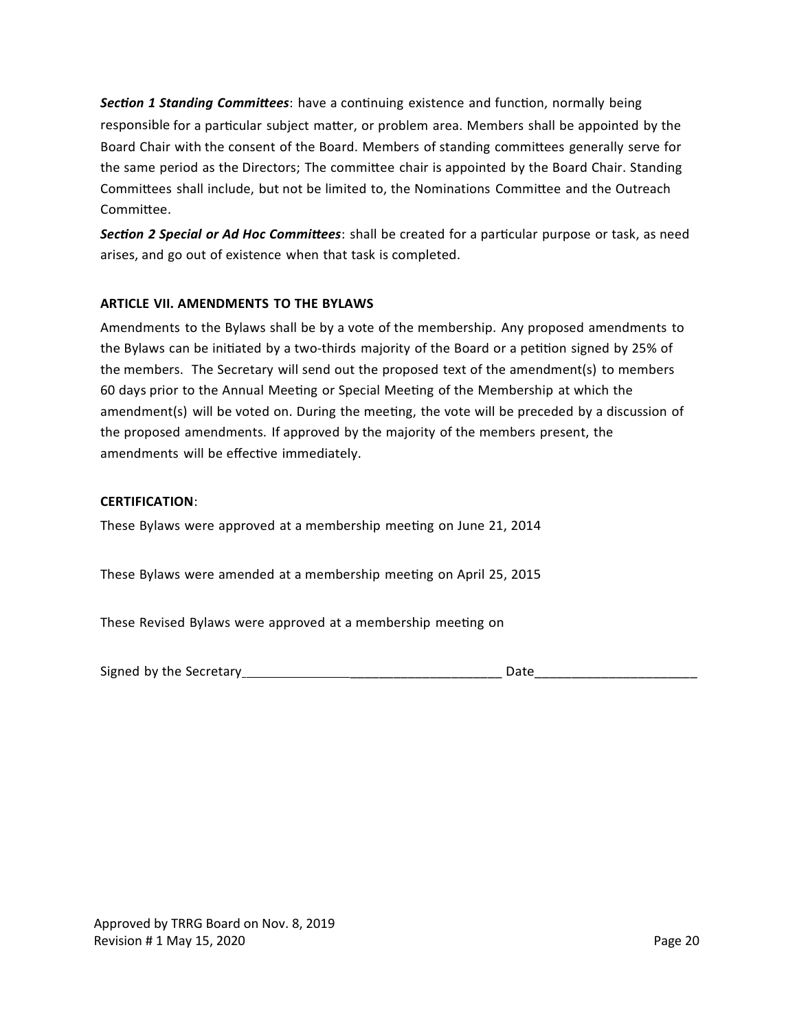***Section 1 Standing Committees***: have a continuing existence and function, normally being responsible for a particular subject matter, or problem area. Members shall be appointed by the Board Chair with the consent of the Board. Members of standing committees generally serve for the same period as the Directors; The committee chair is appointed by the Board Chair. Standing Committees shall include, but not be limited to, the Nominations Committee and the Outreach Committee.

***Section 2 Special or Ad Hoc Committees***: shall be created for a particular purpose or task, as need arises, and go out of existence when that task is completed.

**ARTICLE VII. AMENDMENTS TO THE BYLAWS**

Amendments to the Bylaws shall be by a vote of the membership. Any proposed amendments to the Bylaws can be initiated by a two-thirds majority of the Board or a petition signed by 25% of the members. The Secretary will send out the proposed text of the amendment(s) to members 60 days prior to the Annual Meeting or Special Meeting of the Membership at which the amendment(s) will be voted on. During the meeting, the vote will be preceded by a discussion of the proposed amendments. If approved by the majority of the members present, the amendments will be effective immediately.

**CERTIFICATION**:

These Bylaws were approved at a membership meeting on June 21, 2014

These Bylaws were amended at a membership meeting on April 25, 2015

These Revised Bylaws were approved at a membership meeting on

Signed by the Secretary____________________________________ Date______________________

Approved by TRRG Board on Nov. 8, 2019
Revision # 1 May 15, 2020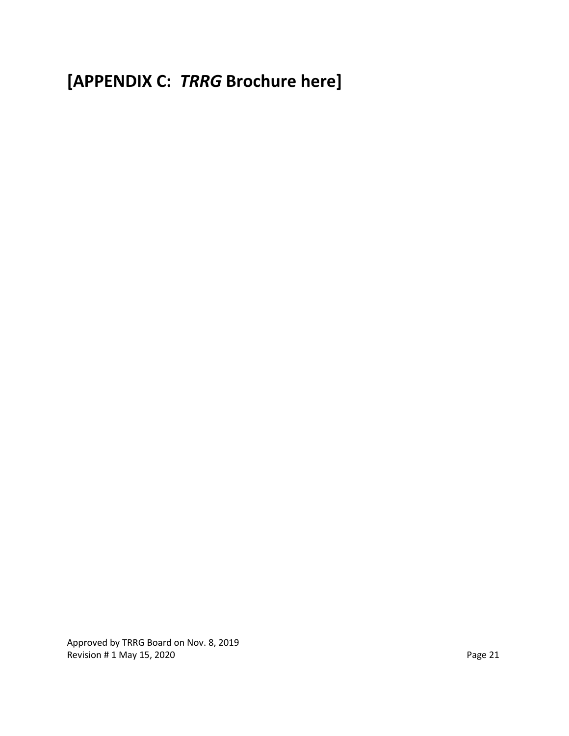# [APPENDIX C: *TRRG* Brochure here]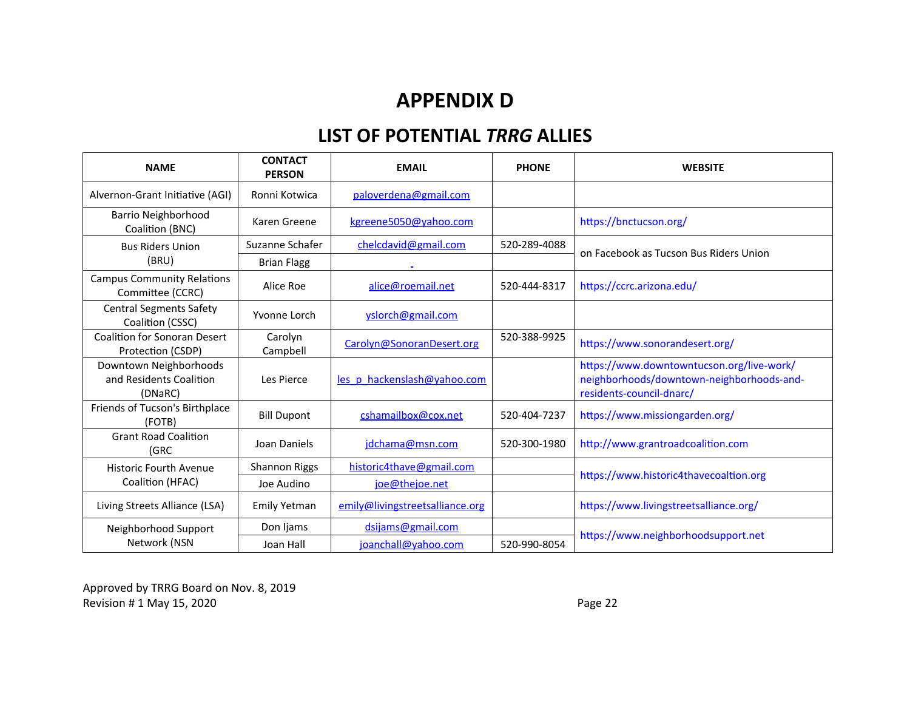# APPENDIX D

## LIST OF POTENTIAL *TRRG* ALLIES

| NAME | CONTACT PERSON | EMAIL | PHONE | WEBSITE |
|---|---|---|---|---|
| Alvernon-Grant Initiative (AGI) | Ronni Kotwica | paloverdena@gmail.com | | |
| Barrio Neighborhood Coalition (BNC) | Karen Greene | kgreene5050@yahoo.com | | https://bnctucson.org/ |
| Bus Riders Union (BRU) | Suzanne Schafer | chelcdavid@gmail.com | 520-289-4088 | on Facebook as Tucson Bus Riders Union |
| | Brian Flagg | | | |
| Campus Community Relations Committee (CCRC) | Alice Roe | alice@roemail.net | 520-444-8317 | https://ccrc.arizona.edu/ |
| Central Segments Safety Coalition (CSSC) | Yvonne Lorch | yslorch@gmail.com | | |
| Coalition for Sonoran Desert Protection (CSDP) | Carolyn Campbell | Carolyn@SonoranDesert.org | 520-388-9925 | https://www.sonorandesert.org/ |
| Downtown Neighborhoods and Residents Coalition (DNaRC) | Les Pierce | les_p_hackenslash@yahoo.com | | https://www.downtowntucson.org/live-work/neighborhoods/downtown-neighborhoods-and-residents-council-dnarc/ |
| Friends of Tucson's Birthplace (FOTB) | Bill Dupont | cshamailbox@cox.net | 520-404-7237 | https://www.missiongarden.org/ |
| Grant Road Coalition (GRC | Joan Daniels | jdchama@msn.com | 520-300-1980 | http://www.grantroadcoalition.com |
| Historic Fourth Avenue Coalition (HFAC) | Shannon Riggs | historic4thave@gmail.com | | https://www.historic4thavecoaltion.org |
| | Joe Audino | joe@thejoe.net | | |
| Living Streets Alliance (LSA) | Emily Yetman | emily@livingstreetsalliance.org | | https://www.livingstreetsalliance.org/ |
| Neighborhood Support Network (NSN | Don Ijams | dsijams@gmail.com | | https://www.neighborhoodsupport.net |
| | Joan Hall | joanchall@yahoo.com | 520-990-8054 | |

Approved by TRRG Board on Nov. 8, 2019
Revision # 1 May 15, 2020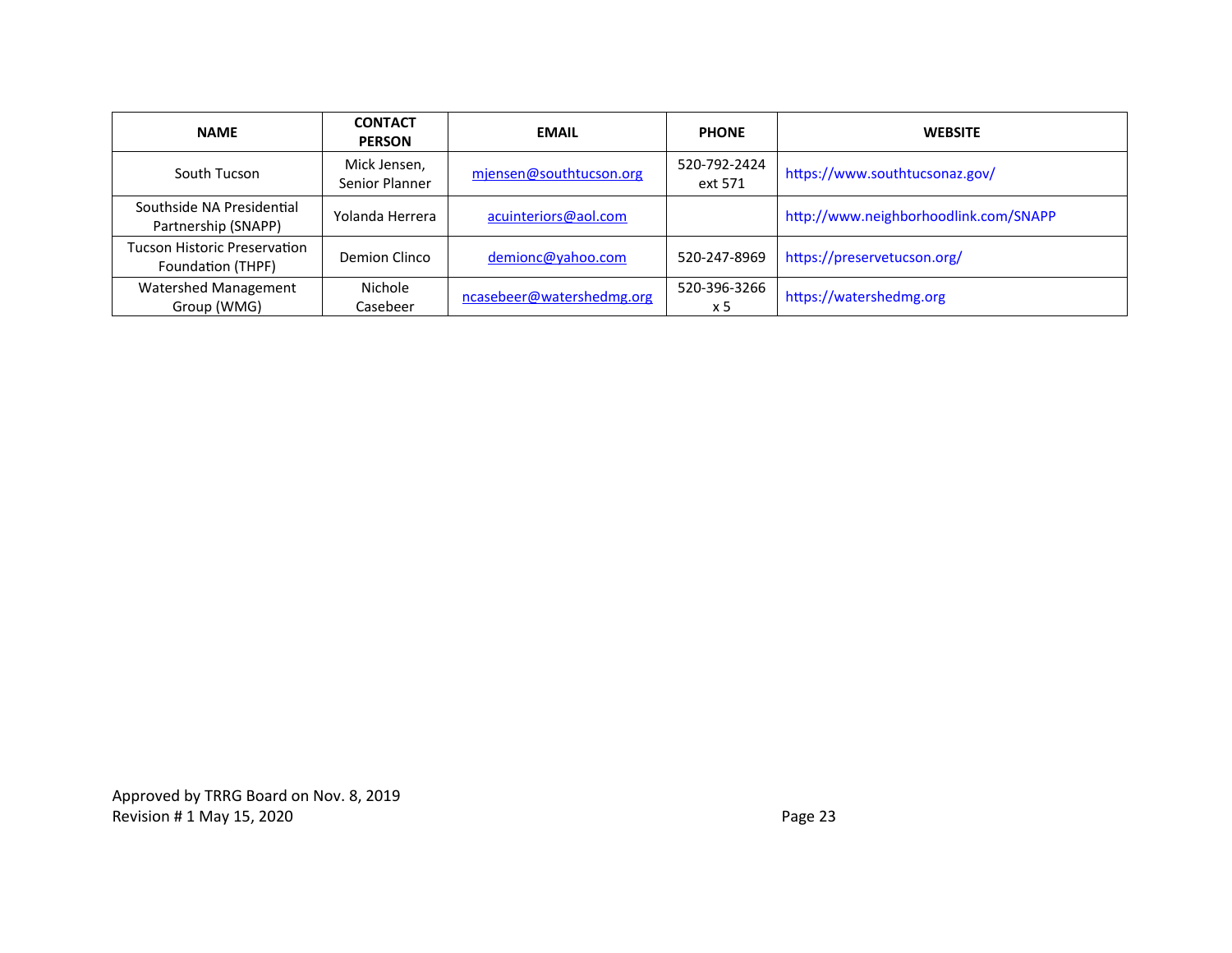| NAME | CONTACT PERSON | EMAIL | PHONE | WEBSITE |
|---|---|---|---|---|
| South Tucson | Mick Jensen, Senior Planner | mjensen@southtucson.org | 520-792-2424 ext 571 | https://www.southtucsonaz.gov/ |
| Southside NA Presidential Partnership (SNAPP) | Yolanda Herrera | acuinteriors@aol.com | | http://www.neighborhoodlink.com/SNAPP |
| Tucson Historic Preservation Foundation (THPF) | Demion Clinco | demionc@yahoo.com | 520-247-8969 | https://preservetucson.org/ |
| Watershed Management Group (WMG) | Nichole Casebeer | ncasebeer@watershedmg.org | 520-396-3266 x 5 | https://watershedmg.org |

Approved by TRRG Board on Nov. 8, 2019
Revision # 1 May 15, 2020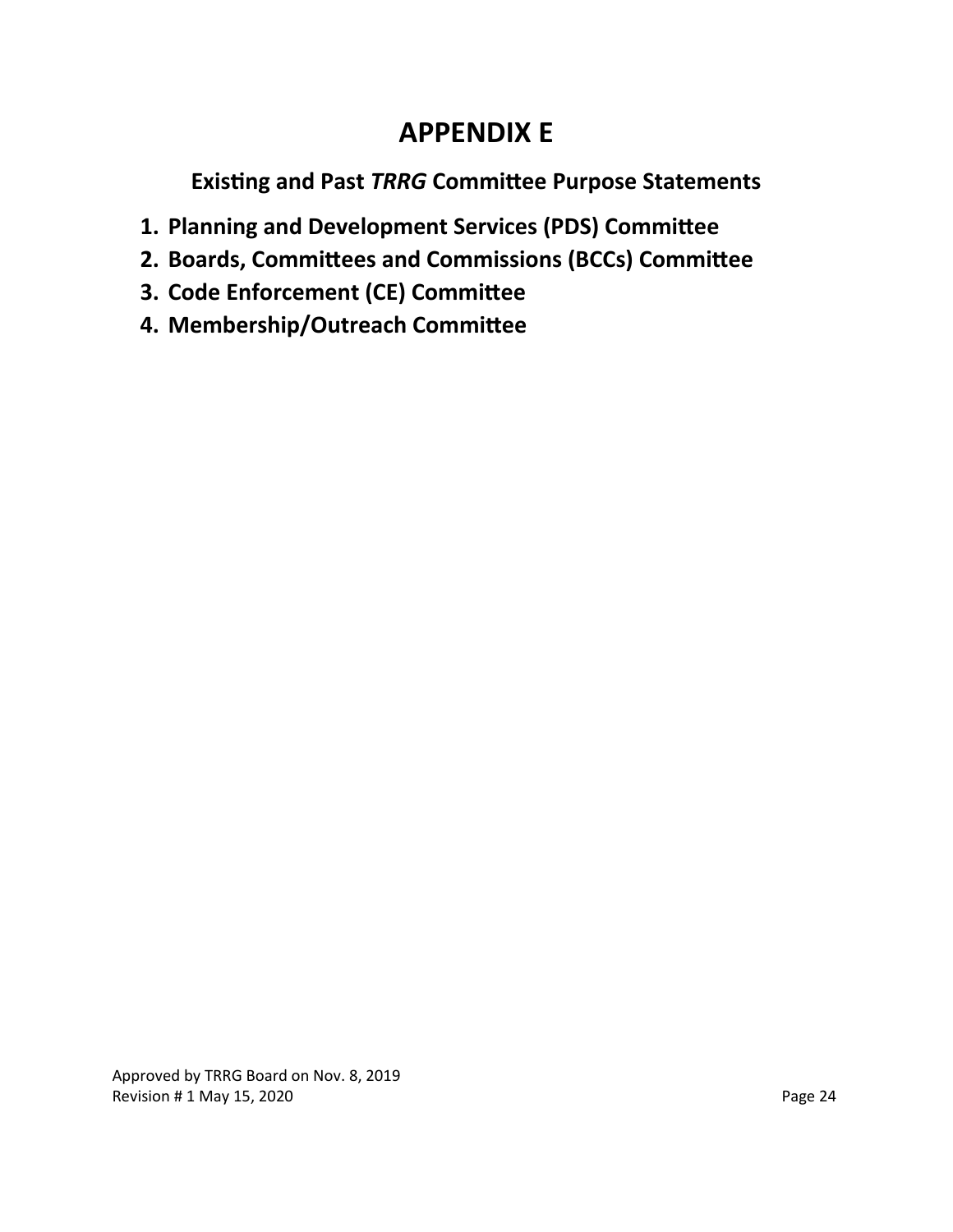# APPENDIX E

## Existing and Past *TRRG* Committee Purpose Statements

1. **Planning and Development Services (PDS) Committee**
2. **Boards, Committees and Commissions (BCCs) Committee**
3. **Code Enforcement (CE) Committee**
4. **Membership/Outreach Committee**